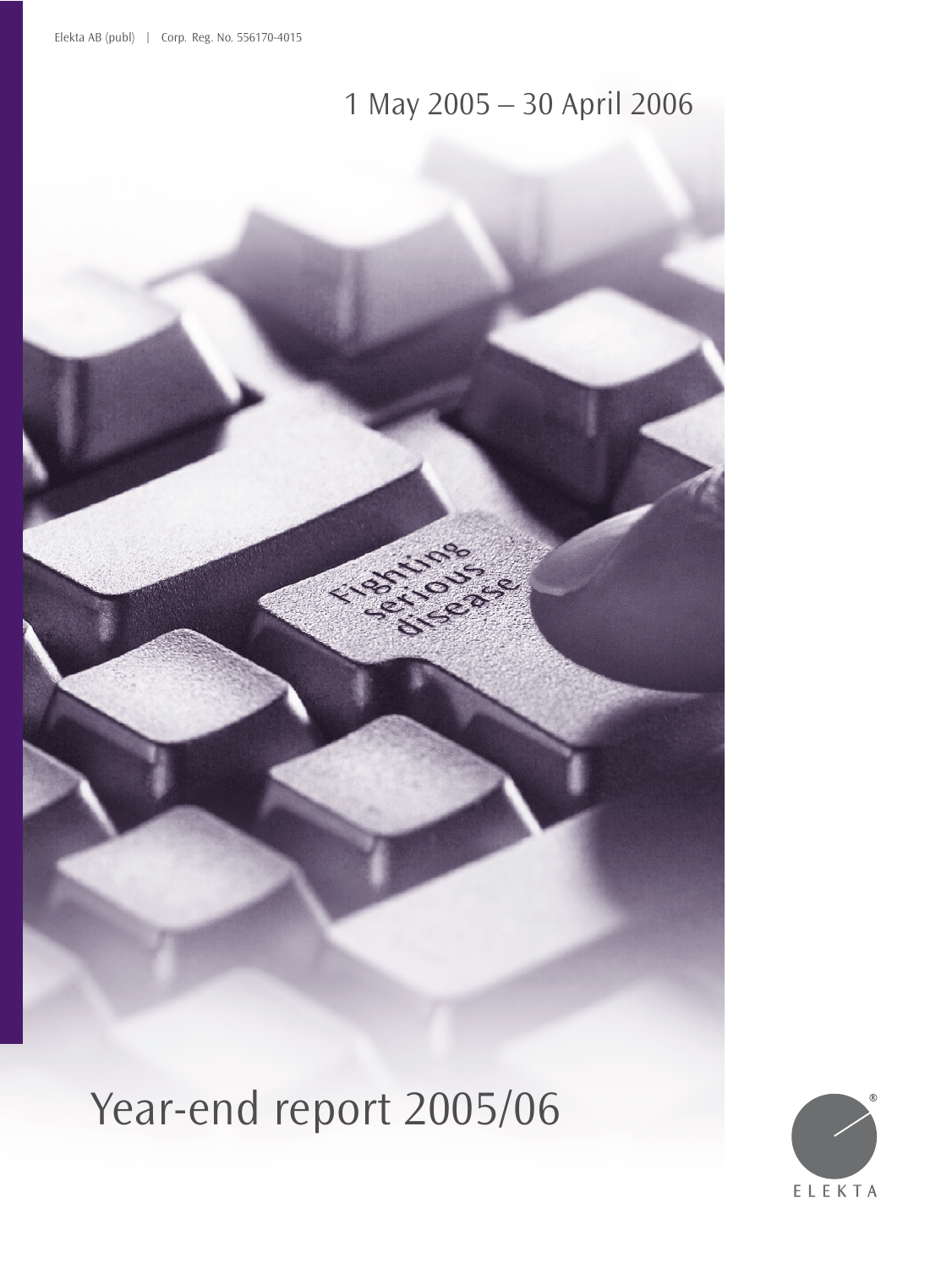Elekta AB (publ) | Corp. Reg. No. 556170-4015

1 May 2005 – 30 April 2006

# Year-end report 2005/06

ELEKTA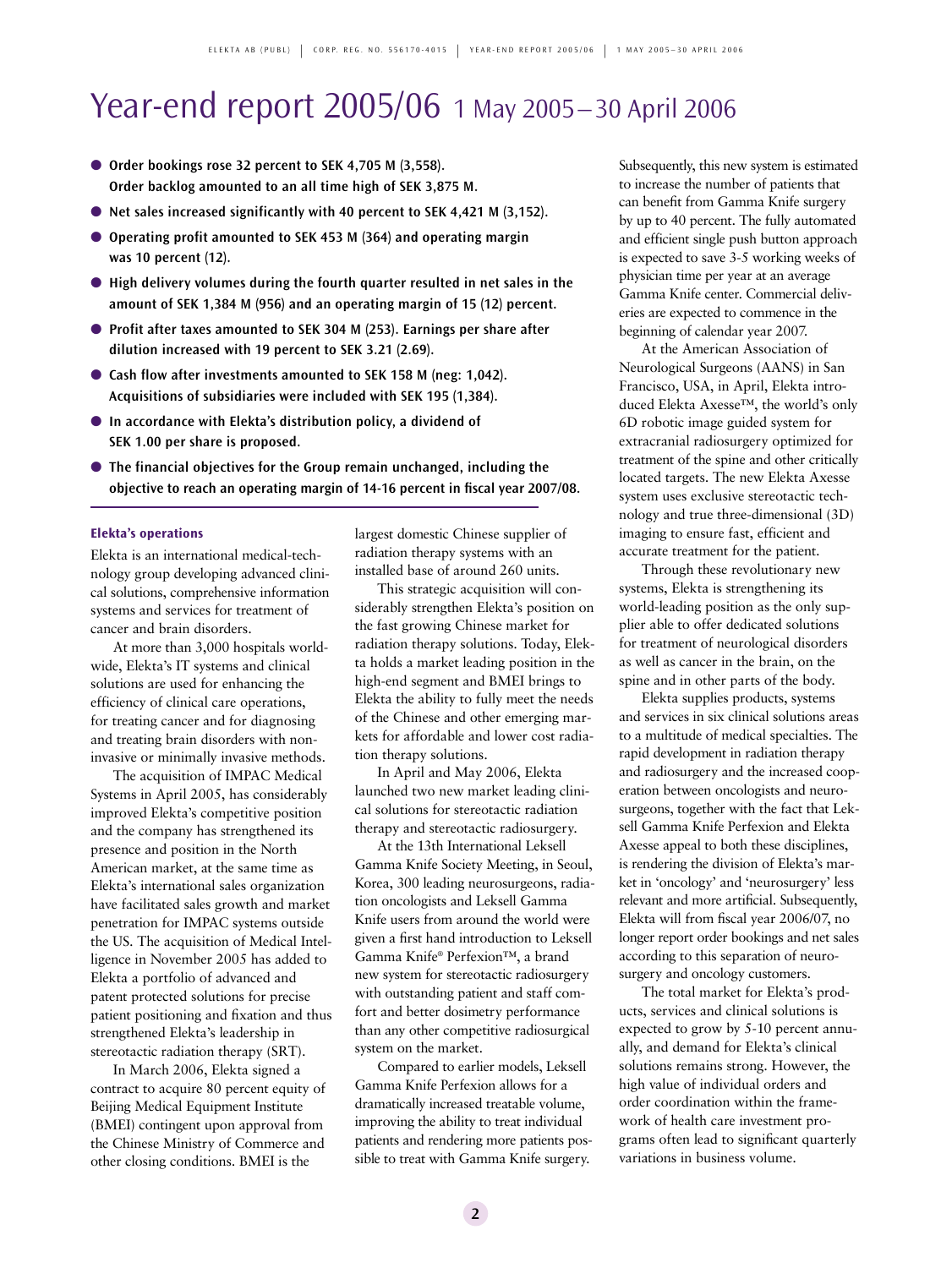# Year-end report 2005/06 1 May 2005 – 30 April 2006

- **Order bookings rose 32 percent to SEK 4,705 M (3,558). Order backlog amounted to an all time high of SEK 3,875 M.**
- **Net sales increased significantly with 40 percent to SEK 4,421 M (3,152).**
- **Operating profit amounted to SEK 453 M (364) and operating margin was 10 percent (12).**
- **High delivery volumes during the fourth quarter resulted in net sales in the amount of SEK 1,384 M (956) and an operating margin of 15 (12) percent.**
- **Profit after taxes amounted to SEK 304 M (253). Earnings per share after dilution increased with 19 percent to SEK 3.21 (2.69).**
- **Cash flow after investments amounted to SEK 158 M (neg: 1,042). Acquisitions of subsidiaries were included with SEK 195 (1,384).**
- **In accordance with Elekta's distribution policy, a dividend of SEK 1.00 per share is proposed.**
- **The financial objectives for the Group remain unchanged, including the objective to reach an operating margin of 14-16 percent in fiscal year 2007/08.**

### Elekta's operations

Elekta is an international medical-technology group developing advanced clinical solutions, comprehensive information systems and services for treatment of cancer and brain disorders.

At more than 3,000 hospitals worldwide, Elekta's IT systems and clinical solutions are used for enhancing the efficiency of clinical care operations, for treating cancer and for diagnosing and treating brain disorders with non-invasive or minimally invasive methods.

The acquisition of IMPAC Medical Systems in April 2005, has considerably improved Elekta's competitive position and the company has strengthened its presence and position in the North American market, at the same time as Elekta's international sales organization have facilitated sales growth and market penetration for IMPAC systems outside the US. The acquisition of Medical Intelligence in November 2005 has added to Elekta a portfolio of advanced and patent protected solutions for precise patient positioning and fixation and thus strengthened Elekta's leadership in stereotactic radiation therapy (SRT).

In March 2006, Elekta signed a contract to acquire 80 percent equity of Beijing Medical Equipment Institute (BMEI) contingent upon approval from the Chinese Ministry of Commerce and other closing conditions. BMEI is the largest domestic Chinese supplier of radiation therapy systems with an installed base of around 260 units.

This strategic acquisition will considerably strengthen Elekta's position on the fast growing Chinese market for radiation therapy solutions. Today, Elekta holds a market leading position in the high-end segment and BMEI brings to Elekta the ability to fully meet the needs of the Chinese and other emerging markets for affordable and lower cost radiation therapy solutions.

In April and May 2006, Elekta launched two new market leading clinical solutions for stereotactic radiation therapy and stereotactic radiosurgery.

At the 13th International Leksell Gamma Knife Society Meeting, in Seoul, Korea, 300 leading neurosurgeons, radiation oncologists and Leksell Gamma Knife users from around the world were given a first hand introduction to Leksell Gamma Knife® Perfexion™, a brand new system for stereotactic radiosurgery with outstanding patient and staff comfort and better dosimetry performance than any other competitive radiosurgical system on the market.

Compared to earlier models, Leksell Gamma Knife Perfexion allows for a dramatically increased treatable volume, improving the ability to treat individual patients and rendering more patients possible to treat with Gamma Knife surgery. Subsequently, this new system is estimated to increase the number of patients that can benefit from Gamma Knife surgery by up to 40 percent. The fully automated and efficient single push button approach is expected to save 3-5 working weeks of physician time per year at an average Gamma Knife center. Commercial deliveries are expected to commence in the beginning of calendar year 2007.

At the American Association of Neurological Surgeons (AANS) in San Francisco, USA, in April, Elekta introduced Elekta Axesse™, the world's only 6D robotic image guided system for extracranial radiosurgery optimized for treatment of the spine and other critically located targets. The new Elekta Axesse system uses exclusive stereotactic technology and true three-dimensional (3D) imaging to ensure fast, efficient and accurate treatment for the patient.

Through these revolutionary new systems, Elekta is strengthening its world-leading position as the only supplier able to offer dedicated solutions for treatment of neurological disorders as well as cancer in the brain, on the spine and in other parts of the body.

Elekta supplies products, systems and services in six clinical solutions areas to a multitude of medical specialties. The rapid development in radiation therapy and radiosurgery and the increased cooperation between oncologists and neurosurgeons, together with the fact that Leksell Gamma Knife Perfexion and Elekta Axesse appeal to both these disciplines, is rendering the division of Elekta's market in 'oncology' and 'neurosurgery' less relevant and more artificial. Subsequently, Elekta will from fiscal year 2006/07, no longer report order bookings and net sales according to this separation of neurosurgery and oncology customers.

The total market for Elekta's products, services and clinical solutions is expected to grow by 5-10 percent annually, and demand for Elekta's clinical solutions remains strong. However, the high value of individual orders and order coordination within the framework of health care investment programs often lead to significant quarterly variations in business volume.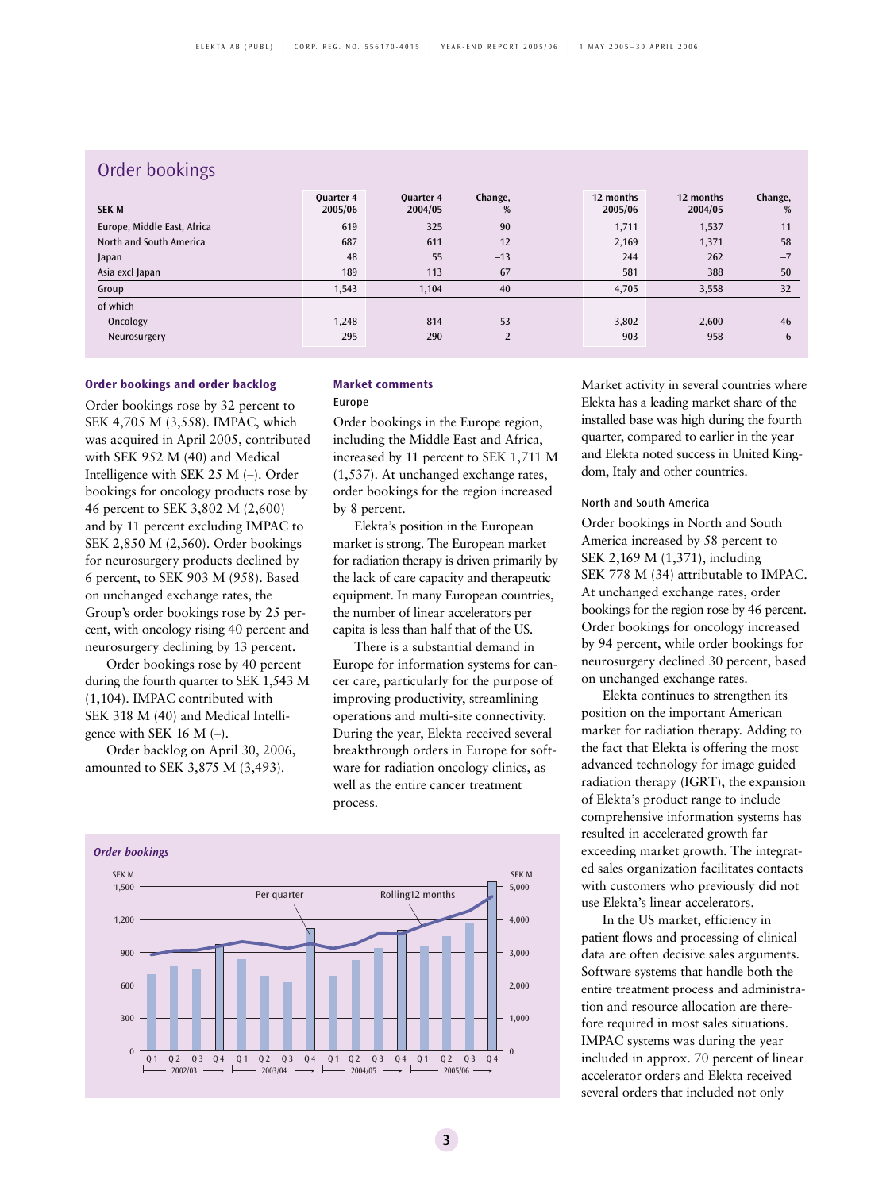## Order bookings

| SEK M | Quarter 4 2005/06 | Quarter 4 2004/05 | Change, % | 12 months 2005/06 | 12 months 2004/05 | Change, % |
|---|---|---|---|---|---|---|
| Europe, Middle East, Africa | 619 | 325 | 90 | 1,711 | 1,537 | 11 |
| North and South America | 687 | 611 | 12 | 2,169 | 1,371 | 58 |
| Japan | 48 | 55 | –13 | 244 | 262 | –7 |
| Asia excl Japan | 189 | 113 | 67 | 581 | 388 | 50 |
| Group | 1,543 | 1,104 | 40 | 4,705 | 3,558 | 32 |
| of which | | | | | | |
| Oncology | 1,248 | 814 | 53 | 3,802 | 2,600 | 46 |
| Neurosurgery | 295 | 290 | 2 | 903 | 958 | –6 |

### Order bookings and order backlog

Order bookings rose by 32 percent to SEK 4,705 M (3,558). IMPAC, which was acquired in April 2005, contributed with SEK 952 M (40) and Medical Intelligence with SEK 25 M (–). Order bookings for oncology products rose by 46 percent to SEK 3,802 M (2,600) and by 11 percent excluding IMPAC to SEK 2,850 M (2,560). Order bookings for neurosurgery products declined by 6 percent, to SEK 903 M (958). Based on unchanged exchange rates, the Group's order bookings rose by 25 percent, with oncology rising 40 percent and neurosurgery declining by 13 percent.

Order bookings rose by 40 percent during the fourth quarter to SEK 1,543 M (1,104). IMPAC contributed with SEK 318 M (40) and Medical Intelligence with SEK 16 M (–).

Order backlog on April 30, 2006, amounted to SEK 3,875 M (3,493).

### Market comments

#### Europe

Order bookings in the Europe region, including the Middle East and Africa, increased by 11 percent to SEK 1,711 M (1,537). At unchanged exchange rates, order bookings for the region increased by 8 percent.

Elekta's position in the European market is strong. The European market for radiation therapy is driven primarily by the lack of care capacity and therapeutic equipment. In many European countries, the number of linear accelerators per capita is less than half that of the US.

There is a substantial demand in Europe for information systems for cancer care, particularly for the purpose of improving productivity, streamlining operations and multi-site connectivity. During the year, Elekta received several breakthrough orders in Europe for software for radiation oncology clinics, as well as the entire cancer treatment process.

Market activity in several countries where Elekta has a leading market share of the installed base was high during the fourth quarter, compared to earlier in the year and Elekta noted success in United Kingdom, Italy and other countries.

#### North and South America

Order bookings in North and South America increased by 58 percent to SEK 2,169 M (1,371), including SEK 778 M (34) attributable to IMPAC. At unchanged exchange rates, order bookings for the region rose by 46 percent. Order bookings for oncology increased by 94 percent, while order bookings for neurosurgery declined 30 percent, based on unchanged exchange rates.

Elekta continues to strengthen its position on the important American market for radiation therapy. Adding to the fact that Elekta is offering the most advanced technology for image guided radiation therapy (IGRT), the expansion of Elekta's product range to include comprehensive information systems has resulted in accelerated growth far exceeding market growth. The integrated sales organization facilitates contacts with customers who previously did not use Elekta's linear accelerators.

In the US market, efficiency in patient flows and processing of clinical data are often decisive sales arguments. Software systems that handle both the entire treatment process and administration and resource allocation are therefore required in most sales situations. IMPAC systems was during the year included in approx. 70 percent of linear accelerator orders and Elekta received several orders that included not only

*Order bookings*

SEK M
1,500
1,200
900
600
300
0

SEK M
5,000
4,000
3,000
2,000
1,000
0

Per quarter
Rolling12 months

Q1 Q2 Q3 Q4 Q1 Q2 Q3 Q4 Q1 Q2 Q3 Q4 Q1 Q2 Q3 Q4
2002/03 2003/04 2004/05 2005/06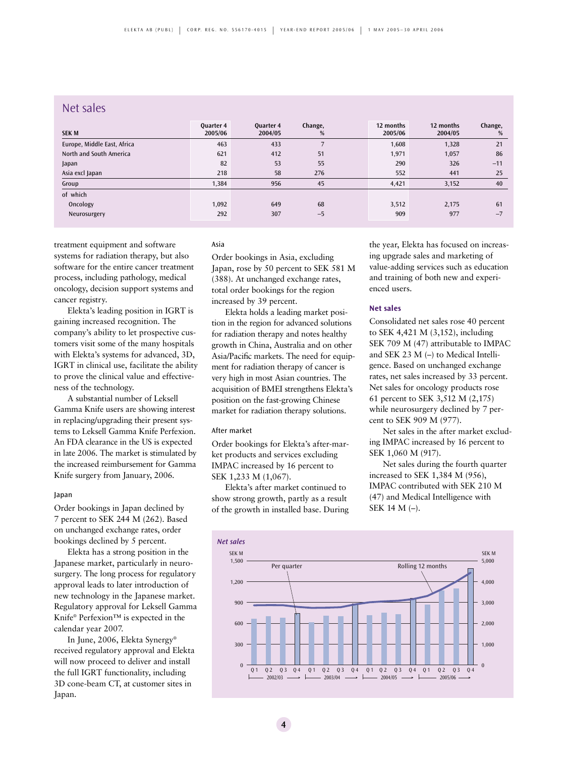## Net sales

| SEK M | Quarter 4 2005/06 | Quarter 4 2004/05 | Change, % | 12 months 2005/06 | 12 months 2004/05 | Change, % |
|---|---|---|---|---|---|---|
| Europe, Middle East, Africa | 463 | 433 | 7 | 1,608 | 1,328 | 21 |
| North and South America | 621 | 412 | 51 | 1,971 | 1,057 | 86 |
| Japan | 82 | 53 | 55 | 290 | 326 | –11 |
| Asia excl Japan | 218 | 58 | 276 | 552 | 441 | 25 |
| Group | 1,384 | 956 | 45 | 4,421 | 3,152 | 40 |
| of which | | | | | | |
| Oncology | 1,092 | 649 | 68 | 3,512 | 2,175 | 61 |
| Neurosurgery | 292 | 307 | –5 | 909 | 977 | –7 |

treatment equipment and software systems for radiation therapy, but also software for the entire cancer treatment process, including pathology, medical oncology, decision support systems and cancer registry.

Elekta's leading position in IGRT is gaining increased recognition. The company's ability to let prospective customers visit some of the many hospitals with Elekta's systems for advanced, 3D, IGRT in clinical use, facilitate the ability to prove the clinical value and effectiveness of the technology.

A substantial number of Leksell Gamma Knife users are showing interest in replacing/upgrading their present systems to Leksell Gamma Knife Perfexion. An FDA clearance in the US is expected in late 2006. The market is stimulated by the increased reimbursement for Gamma Knife surgery from January, 2006.

### Japan

Order bookings in Japan declined by 7 percent to SEK 244 M (262). Based on unchanged exchange rates, order bookings declined by 5 percent.

Elekta has a strong position in the Japanese market, particularly in neurosurgery. The long process for regulatory approval leads to later introduction of new technology in the Japanese market. Regulatory approval for Leksell Gamma Knife® Perfexion™ is expected in the calendar year 2007.

In June, 2006, Elekta Synergy® received regulatory approval and Elekta will now proceed to deliver and install the full IGRT functionality, including 3D cone-beam CT, at customer sites in Japan.

### Asia

Order bookings in Asia, excluding Japan, rose by 50 percent to SEK 581 M (388). At unchanged exchange rates, total order bookings for the region increased by 39 percent.

Elekta holds a leading market position in the region for advanced solutions for radiation therapy and notes healthy growth in China, Australia and on other Asia/Pacific markets. The need for equipment for radiation therapy of cancer is very high in most Asian countries. The acquisition of BMEI strengthens Elekta's position on the fast-growing Chinese market for radiation therapy solutions.

### After market

Order bookings for Elekta's after-market products and services excluding IMPAC increased by 16 percent to SEK 1,233 M (1,067).

Elekta's after market continued to show strong growth, partly as a result of the growth in installed base. During the year, Elekta has focused on increasing upgrade sales and marketing of value-adding services such as education and training of both new and experienced users.

### Net sales

Consolidated net sales rose 40 percent to SEK 4,421 M (3,152), including SEK 709 M (47) attributable to IMPAC and SEK 23 M (–) to Medical Intelligence. Based on unchanged exchange rates, net sales increased by 33 percent. Net sales for oncology products rose 61 percent to SEK 3,512 M (2,175) while neurosurgery declined by 7 percent to SEK 909 M (977).

Net sales in the after market excluding IMPAC increased by 16 percent to SEK 1,060 M (917).

Net sales during the fourth quarter increased to SEK 1,384 M (956), IMPAC contributed with SEK 210 M (47) and Medical Intelligence with SEK 14 M (–).

*Net sales*

SEK M

1,500
1,200
900
600
300
0

Per quarter

Rolling 12 months

SEK M

5,000
4,000
3,000
2,000
1,000
0

Q1 Q2 Q3 Q4 Q1 Q2 Q3 Q4 Q1 Q2 Q3 Q4 Q1 Q2 Q3 Q4

2002/03 2003/04 2004/05 2005/06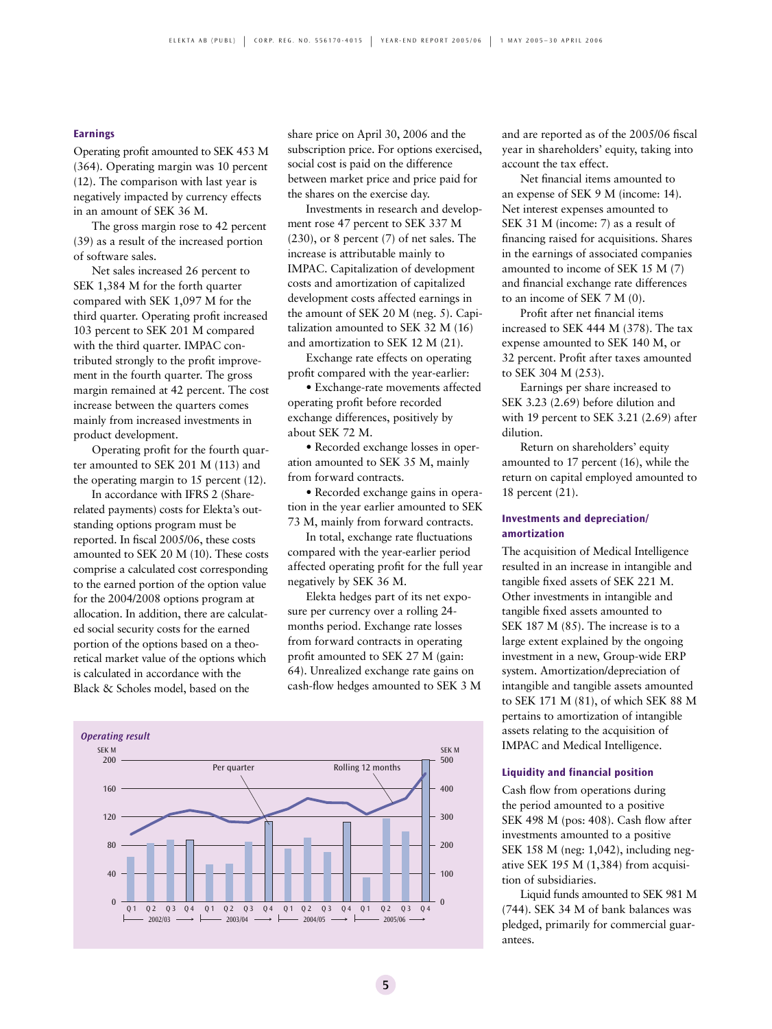### Earnings

Operating profit amounted to SEK 453 M (364). Operating margin was 10 percent (12). The comparison with last year is negatively impacted by currency effects in an amount of SEK 36 M.

The gross margin rose to 42 percent (39) as a result of the increased portion of software sales.

Net sales increased 26 percent to SEK 1,384 M for the forth quarter compared with SEK 1,097 M for the third quarter. Operating profit increased 103 percent to SEK 201 M compared with the third quarter. IMPAC contributed strongly to the profit improvement in the fourth quarter. The gross margin remained at 42 percent. The cost increase between the quarters comes mainly from increased investments in product development.

Operating profit for the fourth quarter amounted to SEK 201 M (113) and the operating margin to 15 percent (12).

In accordance with IFRS 2 (Share-related payments) costs for Elekta's outstanding options program must be reported. In fiscal 2005/06, these costs amounted to SEK 20 M (10). These costs comprise a calculated cost corresponding to the earned portion of the option value for the 2004/2008 options program at allocation. In addition, there are calculated social security costs for the earned portion of the options based on a theoretical market value of the options which is calculated in accordance with the Black & Scholes model, based on the share price on April 30, 2006 and the subscription price. For options exercised, social cost is paid on the difference between market price and price paid for the shares on the exercise day.

Investments in research and development rose 47 percent to SEK 337 M (230), or 8 percent (7) of net sales. The increase is attributable mainly to IMPAC. Capitalization of development costs and amortization of capitalized development costs affected earnings in the amount of SEK 20 M (neg. 5). Capitalization amounted to SEK 32 M (16) and amortization to SEK 12 M (21).

Exchange rate effects on operating profit compared with the year-earlier:

- Exchange-rate movements affected operating profit before recorded exchange differences, positively by about SEK 72 M.
- Recorded exchange losses in operation amounted to SEK 35 M, mainly from forward contracts.
- Recorded exchange gains in operation in the year earlier amounted to SEK 73 M, mainly from forward contracts.

In total, exchange rate fluctuations compared with the year-earlier period affected operating profit for the full year negatively by SEK 36 M.

Elekta hedges part of its net exposure per currency over a rolling 24-months period. Exchange rate losses from forward contracts in operating profit amounted to SEK 27 M (gain: 64). Unrealized exchange rate gains on cash-flow hedges amounted to SEK 3 M and are reported as of the 2005/06 fiscal year in shareholders' equity, taking into account the tax effect.

Net financial items amounted to an expense of SEK 9 M (income: 14). Net interest expenses amounted to SEK 31 M (income: 7) as a result of financing raised for acquisitions. Shares in the earnings of associated companies amounted to income of SEK 15 M (7) and financial exchange rate differences to an income of SEK 7 M (0).

Profit after net financial items increased to SEK 444 M (378). The tax expense amounted to SEK 140 M, or 32 percent. Profit after taxes amounted to SEK 304 M (253).

Earnings per share increased to SEK 3.23 (2.69) before dilution and with 19 percent to SEK 3.21 (2.69) after dilution.

Return on shareholders' equity amounted to 17 percent (16), while the return on capital employed amounted to 18 percent (21).

*Operating result*

### Investments and depreciation/amortization

The acquisition of Medical Intelligence resulted in an increase in intangible and tangible fixed assets of SEK 221 M. Other investments in intangible and tangible fixed assets amounted to SEK 187 M (85). The increase is to a large extent explained by the ongoing investment in a new, Group-wide ERP system. Amortization/depreciation of intangible and tangible assets amounted to SEK 171 M (81), of which SEK 88 M pertains to amortization of intangible assets relating to the acquisition of IMPAC and Medical Intelligence.

### Liquidity and financial position

Cash flow from operations during the period amounted to a positive SEK 498 M (pos: 408). Cash flow after investments amounted to a positive SEK 158 M (neg: 1,042), including negative SEK 195 M (1,384) from acquisition of subsidiaries.

Liquid funds amounted to SEK 981 M (744). SEK 34 M of bank balances was pledged, primarily for commercial guarantees.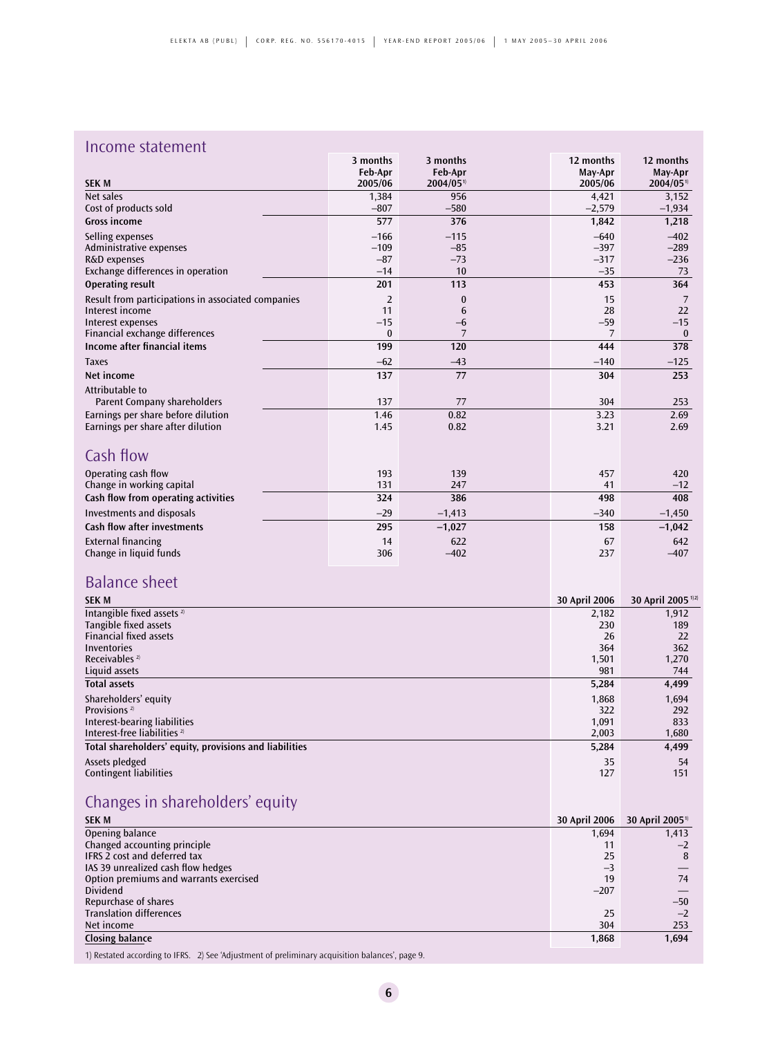## Income statement

| SEK M | 3 months Feb-Apr 2005/06 | 3 months Feb-Apr 2004/05[1] | 12 months May-Apr 2005/06 | 12 months May-Apr 2004/05[1] |
|---|---|---|---|---|
| Net sales | 1,384 | 956 | 4,421 | 3,152 |
| Cost of products sold | –807 | –580 | –2,579 | –1,934 |
| **Gross income** | **577** | **376** | **1,842** | **1,218** |
| Selling expenses | –166 | –115 | –640 | –402 |
| Administrative expenses | –109 | –85 | –397 | –289 |
| R&D expenses | –87 | –73 | –317 | –236 |
| Exchange differences in operation | –14 | 10 | –35 | 73 |
| **Operating result** | **201** | **113** | **453** | **364** |
| Result from participations in associated companies | 2 | 0 | 15 | 7 |
| Interest income | 11 | 6 | 28 | 22 |
| Interest expenses | –15 | –6 | –59 | –15 |
| Financial exchange differences | 0 | 7 | 7 | 0 |
| **Income after financial items** | **199** | **120** | **444** | **378** |
| Taxes | –62 | –43 | –140 | –125 |
| **Net income** | **137** | **77** | **304** | **253** |
| Attributable to | | | | |
| Parent Company shareholders | 137 | 77 | 304 | 253 |
| Earnings per share before dilution | 1.46 | 0.82 | 3.23 | 2.69 |
| Earnings per share after dilution | 1.45 | 0.82 | 3.21 | 2.69 |

## Cash flow

| | 3 months Feb-Apr 2005/06 | 3 months Feb-Apr 2004/05[1] | 12 months May-Apr 2005/06 | 12 months May-Apr 2004/05[1] |
|---|---|---|---|---|
| Operating cash flow | 193 | 139 | 457 | 420 |
| Change in working capital | 131 | 247 | 41 | –12 |
| **Cash flow from operating activities** | **324** | **386** | **498** | **408** |
| Investments and disposals | –29 | –1,413 | –340 | –1,450 |
| **Cash flow after investments** | **295** | **–1,027** | **158** | **–1,042** |
| External financing | 14 | 622 | 67 | 642 |
| Change in liquid funds | 306 | –402 | 237 | –407 |

## Balance sheet

| SEK M | 30 April 2006 | 30 April 2005[1)2)] |
|---|---|---|
| Intangible fixed assets[2)] | 2,182 | 1,912 |
| Tangible fixed assets | 230 | 189 |
| Financial fixed assets | 26 | 22 |
| Inventories | 364 | 362 |
| Receivables[2)] | 1,501 | 1,270 |
| Liquid assets | 981 | 744 |
| **Total assets** | **5,284** | **4,499** |
| Shareholders' equity | 1,868 | 1,694 |
| Provisions[2)] | 322 | 292 |
| Interest-bearing liabilities | 1,091 | 833 |
| Interest-free liabilities[2)] | 2,003 | 1,680 |
| **Total shareholders' equity, provisions and liabilities** | **5,284** | **4,499** |
| Assets pledged | 35 | 54 |
| Contingent liabilities | 127 | 151 |

## Changes in shareholders' equity

| SEK M | 30 April 2006 | 30 April 2005[1)] |
|---|---|---|
| Opening balance | 1,694 | 1,413 |
| Changed accounting principle | 11 | –2 |
| IFRS 2 cost and deferred tax | 25 | 8 |
| IAS 39 unrealized cash flow hedges | –3 | — |
| Option premiums and warrants exercised | 19 | 74 |
| Dividend | –207 | — |
| Repurchase of shares | | –50 |
| Translation differences | 25 | –2 |
| Net income | 304 | 253 |
| **Closing balance** | **1,868** | **1,694** |

1) Restated according to IFRS. 2) See 'Adjustment of preliminary acquisition balances', page 9.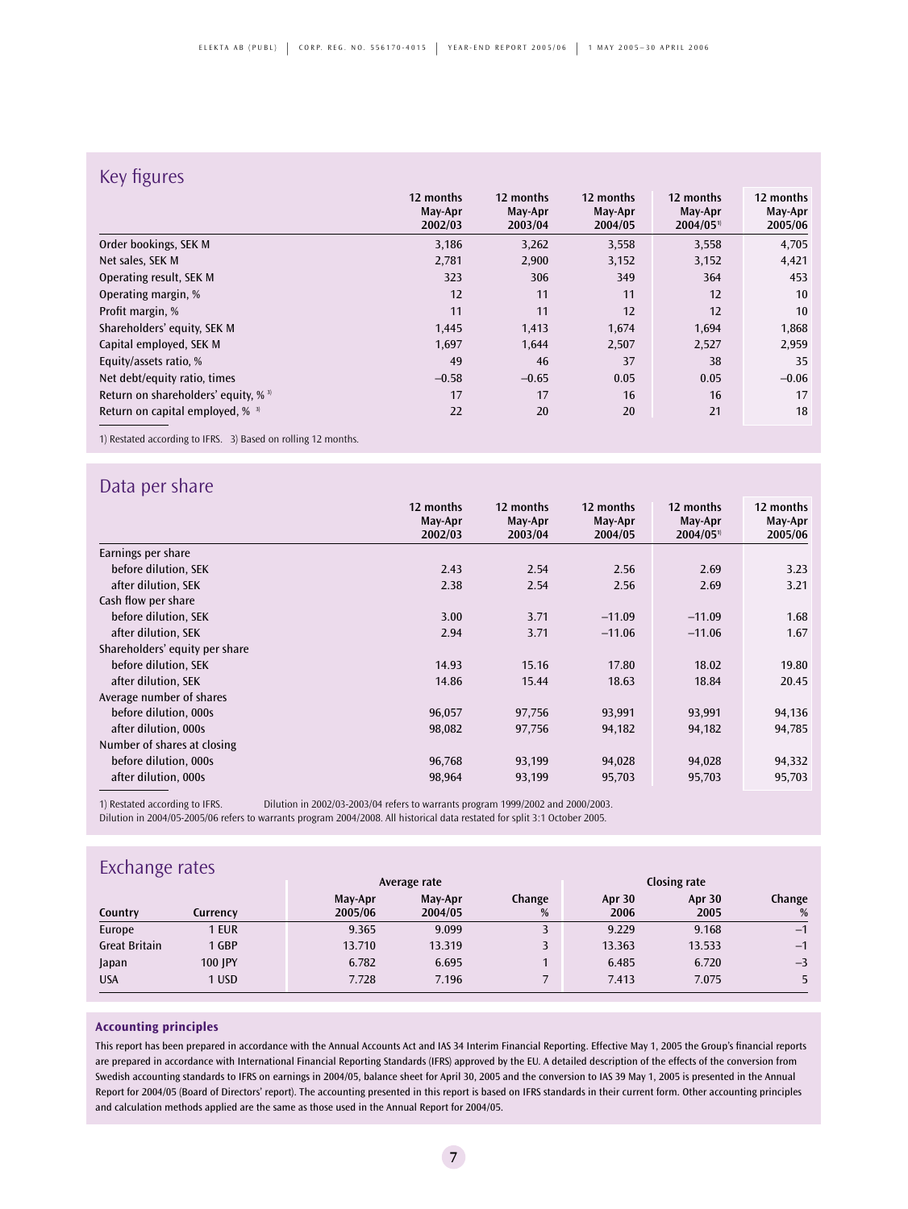## Key figures

| | 12 months May-Apr 2002/03 | 12 months May-Apr 2003/04 | 12 months May-Apr 2004/05 | 12 months May-Apr 2004/05[1] | 12 months May-Apr 2005/06 |
|---|---|---|---|---|---|
| Order bookings, SEK M | 3,186 | 3,262 | 3,558 | 3,558 | 4,705 |
| Net sales, SEK M | 2,781 | 2,900 | 3,152 | 3,152 | 4,421 |
| Operating result, SEK M | 323 | 306 | 349 | 364 | 453 |
| Operating margin, % | 12 | 11 | 11 | 12 | 10 |
| Profit margin, % | 11 | 11 | 12 | 12 | 10 |
| Shareholders' equity, SEK M | 1,445 | 1,413 | 1,674 | 1,694 | 1,868 |
| Capital employed, SEK M | 1,697 | 1,644 | 2,507 | 2,527 | 2,959 |
| Equity/assets ratio, % | 49 | 46 | 37 | 38 | 35 |
| Net debt/equity ratio, times | –0.58 | –0.65 | 0.05 | 0.05 | –0.06 |
| Return on shareholders' equity, %[3] | 17 | 17 | 16 | 16 | 17 |
| Return on capital employed, %[3] | 22 | 20 | 20 | 21 | 18 |

1) Restated according to IFRS. 3) Based on rolling 12 months.

## Data per share

| | 12 months May-Apr 2002/03 | 12 months May-Apr 2003/04 | 12 months May-Apr 2004/05 | 12 months May-Apr 2004/05[1] | 12 months May-Apr 2005/06 |
|---|---|---|---|---|---|
| Earnings per share | | | | | |
| before dilution, SEK | 2.43 | 2.54 | 2.56 | 2.69 | 3.23 |
| after dilution, SEK | 2.38 | 2.54 | 2.56 | 2.69 | 3.21 |
| Cash flow per share | | | | | |
| before dilution, SEK | 3.00 | 3.71 | –11.09 | –11.09 | 1.68 |
| after dilution, SEK | 2.94 | 3.71 | –11.06 | –11.06 | 1.67 |
| Shareholders' equity per share | | | | | |
| before dilution, SEK | 14.93 | 15.16 | 17.80 | 18.02 | 19.80 |
| after dilution, SEK | 14.86 | 15.44 | 18.63 | 18.84 | 20.45 |
| Average number of shares | | | | | |
| before dilution, 000s | 96,057 | 97,756 | 93,991 | 93,991 | 94,136 |
| after dilution, 000s | 98,082 | 97,756 | 94,182 | 94,182 | 94,785 |
| Number of shares at closing | | | | | |
| before dilution, 000s | 96,768 | 93,199 | 94,028 | 94,028 | 94,332 |
| after dilution, 000s | 98,964 | 93,199 | 95,703 | 95,703 | 95,703 |

1) Restated according to IFRS. Dilution in 2002/03-2003/04 refers to warrants program 1999/2002 and 2000/2003.
Dilution in 2004/05-2005/06 refers to warrants program 2004/2008. All historical data restated for split 3:1 October 2005.

## Exchange rates

| | | Average rate | | | Closing rate | | |
|---|---|---|---|---|---|---|---|
| Country | Currency | May-Apr 2005/06 | May-Apr 2004/05 | Change % | Apr 30 2006 | Apr 30 2005 | Change % |
| Europe | 1 EUR | 9.365 | 9.099 | 3 | 9.229 | 9.168 | –1 |
| Great Britain | 1 GBP | 13.710 | 13.319 | 3 | 13.363 | 13.533 | –1 |
| Japan | 100 JPY | 6.782 | 6.695 | 1 | 6.485 | 6.720 | –3 |
| USA | 1 USD | 7.728 | 7.196 | 7 | 7.413 | 7.075 | 5 |

**Accounting principles**

This report has been prepared in accordance with the Annual Accounts Act and IAS 34 Interim Financial Reporting. Effective May 1, 2005 the Group's financial reports are prepared in accordance with International Financial Reporting Standards (IFRS) approved by the EU. A detailed description of the effects of the conversion from Swedish accounting standards to IFRS on earnings in 2004/05, balance sheet for April 30, 2005 and the conversion to IAS 39 May 1, 2005 is presented in the Annual Report for 2004/05 (Board of Directors' report). The accounting presented in this report is based on IFRS standards in their current form. Other accounting principles and calculation methods applied are the same as those used in the Annual Report for 2004/05.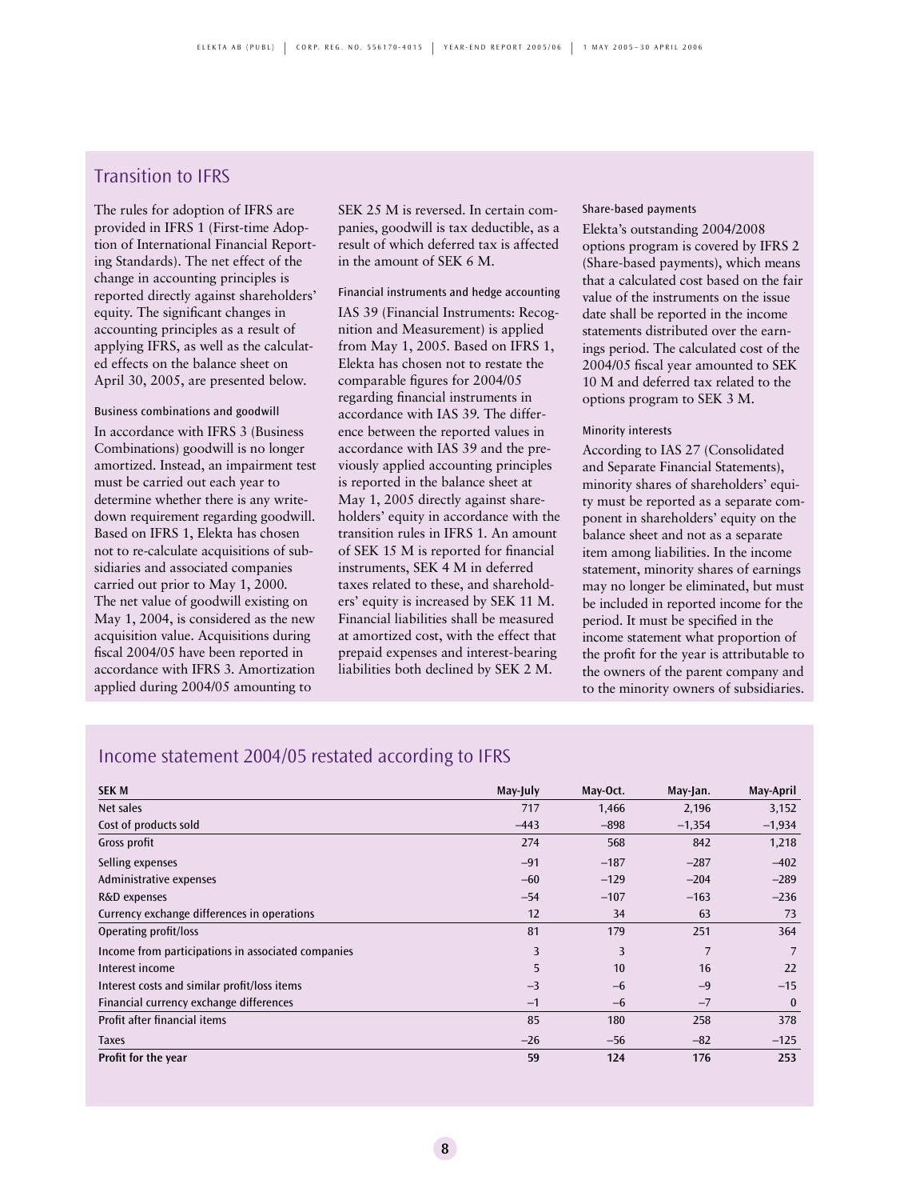## Transition to IFRS

The rules for adoption of IFRS are provided in IFRS 1 (First-time Adoption of International Financial Reporting Standards). The net effect of the change in accounting principles is reported directly against shareholders' equity. The significant changes in accounting principles as a result of applying IFRS, as well as the calculated effects on the balance sheet on April 30, 2005, are presented below.

### Business combinations and goodwill

In accordance with IFRS 3 (Business Combinations) goodwill is no longer amortized. Instead, an impairment test must be carried out each year to determine whether there is any write-down requirement regarding goodwill. Based on IFRS 1, Elekta has chosen not to re-calculate acquisitions of subsidiaries and associated companies carried out prior to May 1, 2000. The net value of goodwill existing on May 1, 2004, is considered as the new acquisition value. Acquisitions during fiscal 2004/05 have been reported in accordance with IFRS 3. Amortization applied during 2004/05 amounting to SEK 25 M is reversed. In certain companies, goodwill is tax deductible, as a result of which deferred tax is affected in the amount of SEK 6 M.

### Financial instruments and hedge accounting

IAS 39 (Financial Instruments: Recognition and Measurement) is applied from May 1, 2005. Based on IFRS 1, Elekta has chosen not to restate the comparable figures for 2004/05 regarding financial instruments in accordance with IAS 39. The difference between the reported values in accordance with IAS 39 and the previously applied accounting principles is reported in the balance sheet at May 1, 2005 directly against shareholders' equity in accordance with the transition rules in IFRS 1. An amount of SEK 15 M is reported for financial instruments, SEK 4 M in deferred taxes related to these, and shareholders' equity is increased by SEK 11 M. Financial liabilities shall be measured at amortized cost, with the effect that prepaid expenses and interest-bearing liabilities both declined by SEK 2 M.

### Share-based payments

Elekta's outstanding 2004/2008 options program is covered by IFRS 2 (Share-based payments), which means that a calculated cost based on the fair value of the instruments on the issue date shall be reported in the income statements distributed over the earnings period. The calculated cost of the 2004/05 fiscal year amounted to SEK 10 M and deferred tax related to the options program to SEK 3 M.

### Minority interests

According to IAS 27 (Consolidated and Separate Financial Statements), minority shares of shareholders' equity must be reported as a separate component in shareholders' equity on the balance sheet and not as a separate item among liabilities. In the income statement, minority shares of earnings may no longer be eliminated, but must be included in reported income for the period. It must be specified in the income statement what proportion of the profit for the year is attributable to the owners of the parent company and to the minority owners of subsidiaries.

## Income statement 2004/05 restated according to IFRS

| SEK M | May-July | May-Oct. | May-Jan. | May-April |
|---|---|---|---|---|
| Net sales | 717 | 1,466 | 2,196 | 3,152 |
| Cost of products sold | –443 | –898 | –1,354 | –1,934 |
| Gross profit | 274 | 568 | 842 | 1,218 |
| Selling expenses | –91 | –187 | –287 | –402 |
| Administrative expenses | –60 | –129 | –204 | –289 |
| R&D expenses | –54 | –107 | –163 | –236 |
| Currency exchange differences in operations | 12 | 34 | 63 | 73 |
| Operating profit/loss | 81 | 179 | 251 | 364 |
| Income from participations in associated companies | 3 | 3 | 7 | 7 |
| Interest income | 5 | 10 | 16 | 22 |
| Interest costs and similar profit/loss items | –3 | –6 | –9 | –15 |
| Financial currency exchange differences | –1 | –6 | –7 | 0 |
| Profit after financial items | 85 | 180 | 258 | 378 |
| Taxes | –26 | –56 | –82 | –125 |
| **Profit for the year** | **59** | **124** | **176** | **253** |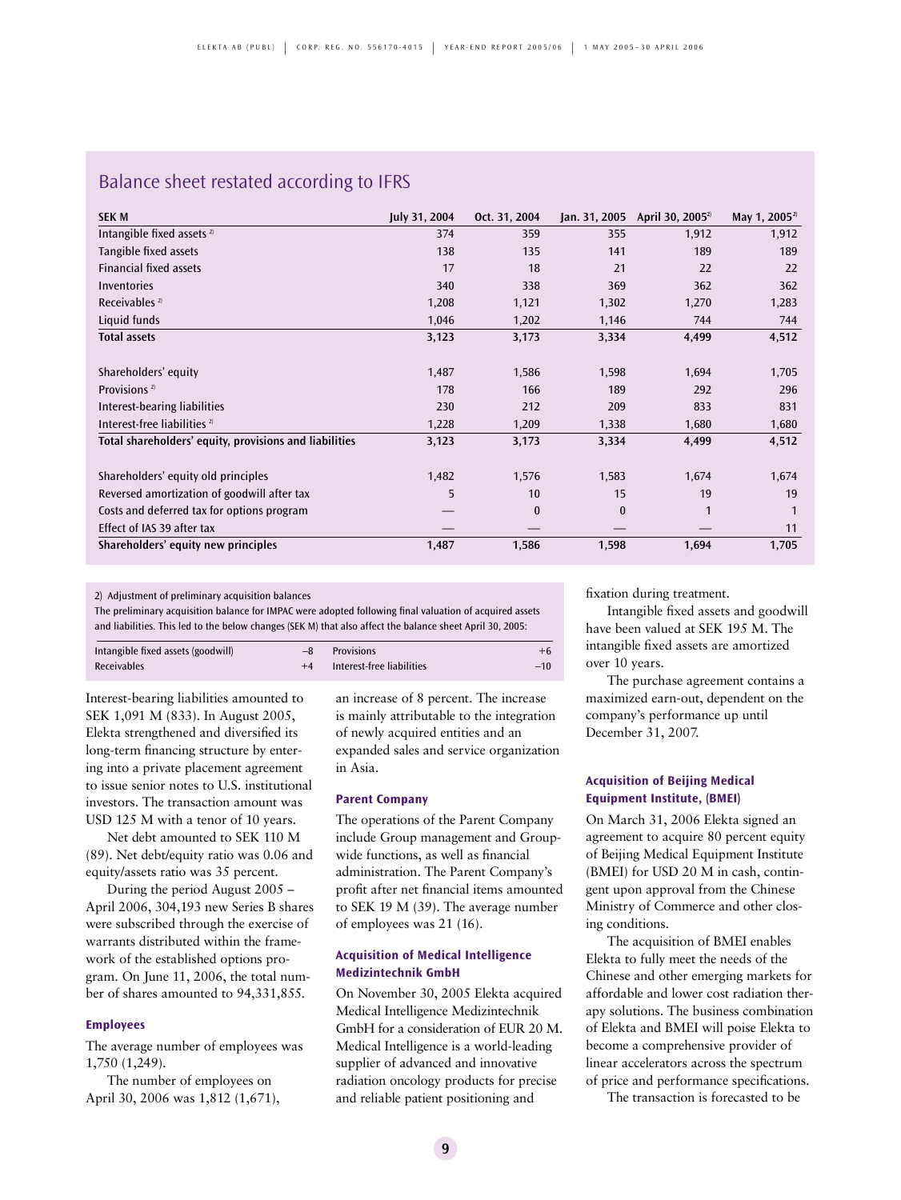## Balance sheet restated according to IFRS

| SEK M | July 31, 2004 | Oct. 31, 2004 | Jan. 31, 2005 | April 30, 2005[2)] | May 1, 2005[2)] |
|---|---|---|---|---|---|
| Intangible fixed assets [2)] | 374 | 359 | 355 | 1,912 | 1,912 |
| Tangible fixed assets | 138 | 135 | 141 | 189 | 189 |
| Financial fixed assets | 17 | 18 | 21 | 22 | 22 |
| Inventories | 340 | 338 | 369 | 362 | 362 |
| Receivables [2)] | 1,208 | 1,121 | 1,302 | 1,270 | 1,283 |
| Liquid funds | 1,046 | 1,202 | 1,146 | 744 | 744 |
| **Total assets** | **3,123** | **3,173** | **3,334** | **4,499** | **4,512** |
| | | | | | |
| Shareholders' equity | 1,487 | 1,586 | 1,598 | 1,694 | 1,705 |
| Provisions [2)] | 178 | 166 | 189 | 292 | 296 |
| Interest-bearing liabilities | 230 | 212 | 209 | 833 | 831 |
| Interest-free liabilities [2)] | 1,228 | 1,209 | 1,338 | 1,680 | 1,680 |
| **Total shareholders' equity, provisions and liabilities** | **3,123** | **3,173** | **3,334** | **4,499** | **4,512** |
| | | | | | |
| Shareholders' equity old principles | 1,482 | 1,576 | 1,583 | 1,674 | 1,674 |
| Reversed amortization of goodwill after tax | 5 | 10 | 15 | 19 | 19 |
| Costs and deferred tax for options program | — | 0 | 0 | 1 | 1 |
| Effect of IAS 39 after tax | — | — | — | — | 11 |
| **Shareholders' equity new principles** | **1,487** | **1,586** | **1,598** | **1,694** | **1,705** |

2) Adjustment of preliminary acquisition balances
The preliminary acquisition balance for IMPAC were adopted following final valuation of acquired assets and liabilities. This led to the below changes (SEK M) that also affect the balance sheet April 30, 2005:

| | | | |
|---|---|---|---|
| Intangible fixed assets (goodwill) | –8 | Provisions | +6 |
| Receivables | +4 | Interest-free liabilities | –10 |

Interest-bearing liabilities amounted to SEK 1,091 M (833). In August 2005, Elekta strengthened and diversified its long-term financing structure by entering into a private placement agreement to issue senior notes to U.S. institutional investors. The transaction amount was USD 125 M with a tenor of 10 years.

Net debt amounted to SEK 110 M (89). Net debt/equity ratio was 0.06 and equity/assets ratio was 35 percent.

During the period August 2005 – April 2006, 304,193 new Series B shares were subscribed through the exercise of warrants distributed within the framework of the established options program. On June 11, 2006, the total number of shares amounted to 94,331,855.

#### Employees

The average number of employees was 1,750 (1,249).

The number of employees on April 30, 2006 was 1,812 (1,671), an increase of 8 percent. The increase is mainly attributable to the integration of newly acquired entities and an expanded sales and service organization in Asia.

#### Parent Company

The operations of the Parent Company include Group management and Group-wide functions, as well as financial administration. The Parent Company's profit after net financial items amounted to SEK 19 M (39). The average number of employees was 21 (16).

#### Acquisition of Medical Intelligence Medizintechnik GmbH

On November 30, 2005 Elekta acquired Medical Intelligence Medizintechnik GmbH for a consideration of EUR 20 M. Medical Intelligence is a world-leading supplier of advanced and innovative radiation oncology products for precise and reliable patient positioning and fixation during treatment.

Intangible fixed assets and goodwill have been valued at SEK 195 M. The intangible fixed assets are amortized over 10 years.

The purchase agreement contains a maximized earn-out, dependent on the company's performance up until December 31, 2007.

#### Acquisition of Beijing Medical Equipment Institute, (BMEI)

On March 31, 2006 Elekta signed an agreement to acquire 80 percent equity of Beijing Medical Equipment Institute (BMEI) for USD 20 M in cash, contingent upon approval from the Chinese Ministry of Commerce and other closing conditions.

The acquisition of BMEI enables Elekta to fully meet the needs of the Chinese and other emerging markets for affordable and lower cost radiation therapy solutions. The business combination of Elekta and BMEI will poise Elekta to become a comprehensive provider of linear accelerators across the spectrum of price and performance specifications.

The transaction is forecasted to be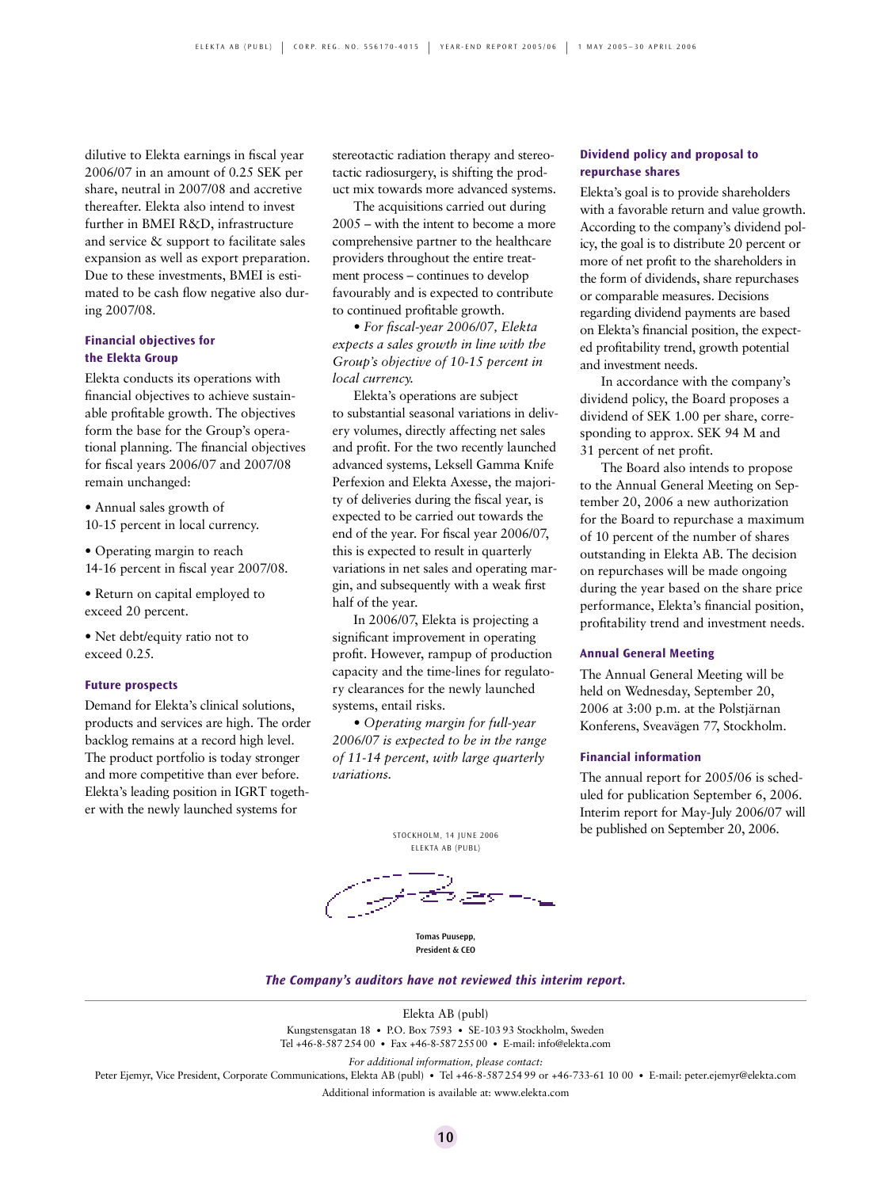dilutive to Elekta earnings in fiscal year 2006/07 in an amount of 0.25 SEK per share, neutral in 2007/08 and accretive thereafter. Elekta also intend to invest further in BMEI R&D, infrastructure and service & support to facilitate sales expansion as well as export preparation. Due to these investments, BMEI is estimated to be cash flow negative also during 2007/08.

### Financial objectives for the Elekta Group

Elekta conducts its operations with financial objectives to achieve sustainable profitable growth. The objectives form the base for the Group's operational planning. The financial objectives for fiscal years 2006/07 and 2007/08 remain unchanged:

- Annual sales growth of 10-15 percent in local currency.
- Operating margin to reach 14-16 percent in fiscal year 2007/08.
- Return on capital employed to exceed 20 percent.
- Net debt/equity ratio not to exceed 0.25.

### Future prospects

Demand for Elekta's clinical solutions, products and services are high. The order backlog remains at a record high level. The product portfolio is today stronger and more competitive than ever before. Elekta's leading position in IGRT together with the newly launched systems for stereotactic radiation therapy and stereotactic radiosurgery, is shifting the product mix towards more advanced systems.

The acquisitions carried out during 2005 – with the intent to become a more comprehensive partner to the healthcare providers throughout the entire treatment process – continues to develop favourably and is expected to contribute to continued profitable growth.

- *For fiscal-year 2006/07, Elekta expects a sales growth in line with the Group's objective of 10-15 percent in local currency.*

Elekta's operations are subject to substantial seasonal variations in delivery volumes, directly affecting net sales and profit. For the two recently launched advanced systems, Leksell Gamma Knife Perfexion and Elekta Axesse, the majority of deliveries during the fiscal year, is expected to be carried out towards the end of the year. For fiscal year 2006/07, this is expected to result in quarterly variations in net sales and operating margin, and subsequently with a weak first half of the year.

In 2006/07, Elekta is projecting a significant improvement in operating profit. However, rampup of production capacity and the time-lines for regulatory clearances for the newly launched systems, entail risks.

- *Operating margin for full-year 2006/07 is expected to be in the range of 11-14 percent, with large quarterly variations.*

STOCKHOLM, 14 JUNE 2006
ELEKTA AB (PUBL)

**Tomas Puusepp,**
**President & CEO**

### Dividend policy and proposal to repurchase shares

Elekta's goal is to provide shareholders with a favorable return and value growth. According to the company's dividend policy, the goal is to distribute 20 percent or more of net profit to the shareholders in the form of dividends, share repurchases or comparable measures. Decisions regarding dividend payments are based on Elekta's financial position, the expected profitability trend, growth potential and investment needs.

In accordance with the company's dividend policy, the Board proposes a dividend of SEK 1.00 per share, corresponding to approx. SEK 94 M and 31 percent of net profit.

The Board also intends to propose to the Annual General Meeting on September 20, 2006 a new authorization for the Board to repurchase a maximum of 10 percent of the number of shares outstanding in Elekta AB. The decision on repurchases will be made ongoing during the year based on the share price performance, Elekta's financial position, profitability trend and investment needs.

### Annual General Meeting

The Annual General Meeting will be held on Wednesday, September 20, 2006 at 3:00 p.m. at the Polstjärnan Konferens, Sveavägen 77, Stockholm.

### Financial information

The annual report for 2005/06 is scheduled for publication September 6, 2006. Interim report for May-July 2006/07 will be published on September 20, 2006.

***The Company's auditors have not reviewed this interim report.***

---

Elekta AB (publ)
Kungstensgatan 18 • P.O. Box 7593 • SE-103 93 Stockholm, Sweden
Tel +46-8-587 254 00 • Fax +46-8-587 255 00 • E-mail: info@elekta.com

*For additional information, please contact:*
Peter Ejemyr, Vice President, Corporate Communications, Elekta AB (publ) • Tel +46-8-587 254 99 or +46-733-61 10 00 • E-mail: peter.ejemyr@elekta.com

Additional information is available at: www.elekta.com